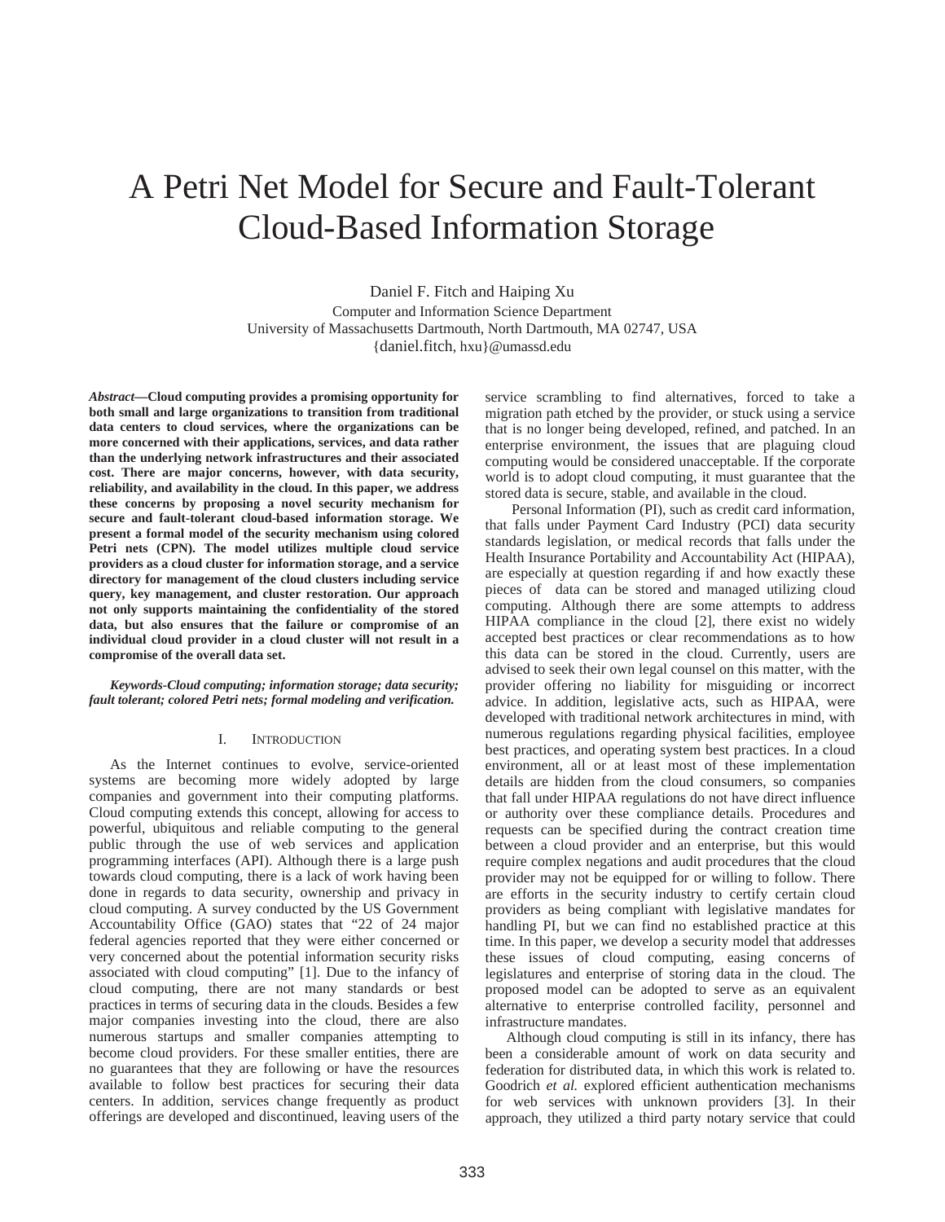# A Petri Net Model for Secure and Fault-Tolerant Cloud-Based Information Storage

Daniel F. Fitch and Haiping Xu

Computer and Information Science Department

University of Massachusetts Dartmouth, North Dartmouth, MA 02747, USA

{daniel.fitch, hxu}@umassd.edu

***Abstract*—Cloud computing provides a promising opportunity for both small and large organizations to transition from traditional data centers to cloud services, where the organizations can be more concerned with their applications, services, and data rather than the underlying network infrastructures and their associated cost. There are major concerns, however, with data security, reliability, and availability in the cloud. In this paper, we address these concerns by proposing a novel security mechanism for secure and fault-tolerant cloud-based information storage. We present a formal model of the security mechanism using colored Petri nets (CPN). The model utilizes multiple cloud service providers as a cloud cluster for information storage, and a service directory for management of the cloud clusters including service query, key management, and cluster restoration. Our approach not only supports maintaining the confidentiality of the stored data, but also ensures that the failure or compromise of an individual cloud provider in a cloud cluster will not result in a compromise of the overall data set.**

***Keywords-Cloud computing; information storage; data security; fault tolerant; colored Petri nets; formal modeling and verification.***

## I. Introduction

As the Internet continues to evolve, service-oriented systems are becoming more widely adopted by large companies and government into their computing platforms. Cloud computing extends this concept, allowing for access to powerful, ubiquitous and reliable computing to the general public through the use of web services and application programming interfaces (API). Although there is a large push towards cloud computing, there is a lack of work having been done in regards to data security, ownership and privacy in cloud computing. A survey conducted by the US Government Accountability Office (GAO) states that "22 of 24 major federal agencies reported that they were either concerned or very concerned about the potential information security risks associated with cloud computing" [1]. Due to the infancy of cloud computing, there are not many standards or best practices in terms of securing data in the clouds. Besides a few major companies investing into the cloud, there are also numerous startups and smaller companies attempting to become cloud providers. For these smaller entities, there are no guarantees that they are following or have the resources available to follow best practices for securing their data centers. In addition, services change frequently as product offerings are developed and discontinued, leaving users of the service scrambling to find alternatives, forced to take a migration path etched by the provider, or stuck using a service that is no longer being developed, refined, and patched. In an enterprise environment, the issues that are plaguing cloud computing would be considered unacceptable. If the corporate world is to adopt cloud computing, it must guarantee that the stored data is secure, stable, and available in the cloud.

Personal Information (PI), such as credit card information, that falls under Payment Card Industry (PCI) data security standards legislation, or medical records that falls under the Health Insurance Portability and Accountability Act (HIPAA), are especially at question regarding if and how exactly these pieces of data can be stored and managed utilizing cloud computing. Although there are some attempts to address HIPAA compliance in the cloud [2], there exist no widely accepted best practices or clear recommendations as to how this data can be stored in the cloud. Currently, users are advised to seek their own legal counsel on this matter, with the provider offering no liability for misguiding or incorrect advice. In addition, legislative acts, such as HIPAA, were developed with traditional network architectures in mind, with numerous regulations regarding physical facilities, employee best practices, and operating system best practices. In a cloud environment, all or at least most of these implementation details are hidden from the cloud consumers, so companies that fall under HIPAA regulations do not have direct influence or authority over these compliance details. Procedures and requests can be specified during the contract creation time between a cloud provider and an enterprise, but this would require complex negations and audit procedures that the cloud provider may not be equipped for or willing to follow. There are efforts in the security industry to certify certain cloud providers as being compliant with legislative mandates for handling PI, but we can find no established practice at this time. In this paper, we develop a security model that addresses these issues of cloud computing, easing concerns of legislatures and enterprise of storing data in the cloud. The proposed model can be adopted to serve as an equivalent alternative to enterprise controlled facility, personnel and infrastructure mandates.

Although cloud computing is still in its infancy, there has been a considerable amount of work on data security and federation for distributed data, in which this work is related to. Goodrich *et al.* explored efficient authentication mechanisms for web services with unknown providers [3]. In their approach, they utilized a third party notary service that could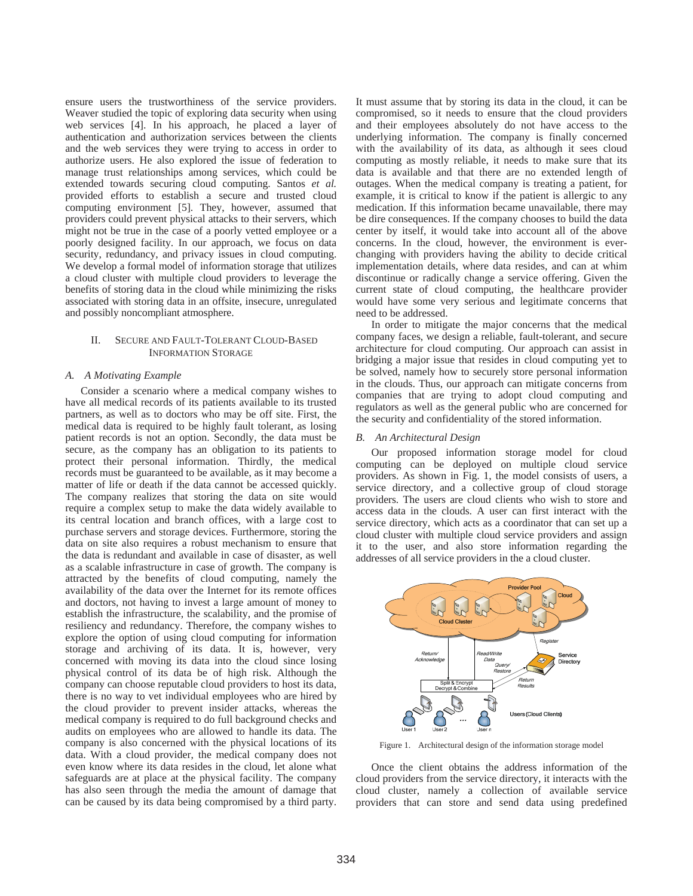ensure users the trustworthiness of the service providers. Weaver studied the topic of exploring data security when using web services [4]. In his approach, he placed a layer of authentication and authorization services between the clients and the web services they were trying to access in order to authorize users. He also explored the issue of federation to manage trust relationships among services, which could be extended towards securing cloud computing. Santos *et al.* provided efforts to establish a secure and trusted cloud computing environment [5]. They, however, assumed that providers could prevent physical attacks to their servers, which might not be true in the case of a poorly vetted employee or a poorly designed facility. In our approach, we focus on data security, redundancy, and privacy issues in cloud computing. We develop a formal model of information storage that utilizes a cloud cluster with multiple cloud providers to leverage the benefits of storing data in the cloud while minimizing the risks associated with storing data in an offsite, insecure, unregulated and possibly noncompliant atmosphere.

## II. Secure and Fault-Tolerant Cloud-Based Information Storage

### *A. A Motivating Example*

Consider a scenario where a medical company wishes to have all medical records of its patients available to its trusted partners, as well as to doctors who may be off site. First, the medical data is required to be highly fault tolerant, as losing patient records is not an option. Secondly, the data must be secure, as the company has an obligation to its patients to protect their personal information. Thirdly, the medical records must be guaranteed to be available, as it may become a matter of life or death if the data cannot be accessed quickly. The company realizes that storing the data on site would require a complex setup to make the data widely available to its central location and branch offices, with a large cost to purchase servers and storage devices. Furthermore, storing the data on site also requires a robust mechanism to ensure that the data is redundant and available in case of disaster, as well as a scalable infrastructure in case of growth. The company is attracted by the benefits of cloud computing, namely the availability of the data over the Internet for its remote offices and doctors, not having to invest a large amount of money to establish the infrastructure, the scalability, and the promise of resiliency and redundancy. Therefore, the company wishes to explore the option of using cloud computing for information storage and archiving of its data. It is, however, very concerned with moving its data into the cloud since losing physical control of its data be of high risk. Although the company can choose reputable cloud providers to host its data, there is no way to vet individual employees who are hired by the cloud provider to prevent insider attacks, whereas the medical company is required to do full background checks and audits on employees who are allowed to handle its data. The company is also concerned with the physical locations of its data. With a cloud provider, the medical company does not even know where its data resides in the cloud, let alone what safeguards are at place at the physical facility. The company has also seen through the media the amount of damage that can be caused by its data being compromised by a third party. It must assume that by storing its data in the cloud, it can be compromised, so it needs to ensure that the cloud providers and their employees absolutely do not have access to the underlying information. The company is finally concerned with the availability of its data, as although it sees cloud computing as mostly reliable, it needs to make sure that its data is available and that there are no extended length of outages. When the medical company is treating a patient, for example, it is critical to know if the patient is allergic to any medication. If this information became unavailable, there may be dire consequences. If the company chooses to build the data center by itself, it would take into account all of the above concerns. In the cloud, however, the environment is ever-changing with providers having the ability to decide critical implementation details, where data resides, and can at whim discontinue or radically change a service offering. Given the current state of cloud computing, the healthcare provider would have some very serious and legitimate concerns that need to be addressed.

In order to mitigate the major concerns that the medical company faces, we design a reliable, fault-tolerant, and secure architecture for cloud computing. Our approach can assist in bridging a major issue that resides in cloud computing yet to be solved, namely how to securely store personal information in the clouds. Thus, our approach can mitigate concerns from companies that are trying to adopt cloud computing and regulators as well as the general public who are concerned for the security and confidentiality of the stored information.

### *B. An Architectural Design*

Our proposed information storage model for cloud computing can be deployed on multiple cloud service providers. As shown in Fig. 1, the model consists of users, a service directory, and a collective group of cloud storage providers. The users are cloud clients who wish to store and access data in the clouds. A user can first interact with the service directory, which acts as a coordinator that can set up a cloud cluster with multiple cloud service providers and assign it to the user, and also store information regarding the addresses of all service providers in the a cloud cluster.

Figure 1. Architectural design of the information storage model

Once the client obtains the address information of the cloud providers from the service directory, it interacts with the cloud cluster, namely a collection of available service providers that can store and send data using predefined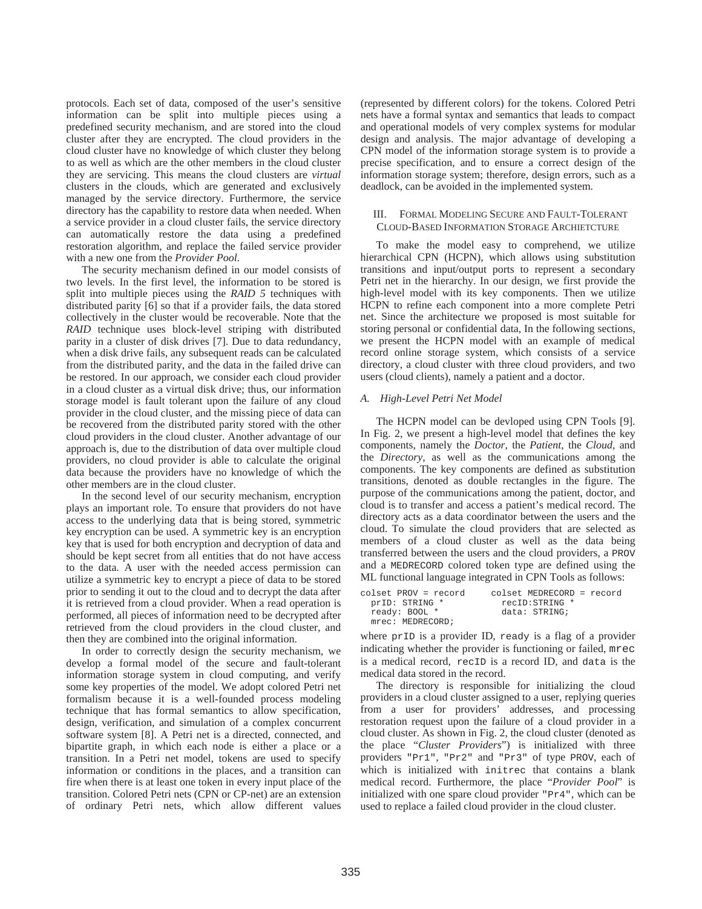protocols. Each set of data, composed of the user's sensitive information can be split into multiple pieces using a predefined security mechanism, and are stored into the cloud cluster after they are encrypted. The cloud providers in the cloud cluster have no knowledge of which cluster they belong to as well as which are the other members in the cloud cluster they are servicing. This means the cloud clusters are *virtual* clusters in the clouds, which are generated and exclusively managed by the service directory. Furthermore, the service directory has the capability to restore data when needed. When a service provider in a cloud cluster fails, the service directory can automatically restore the data using a predefined restoration algorithm, and replace the failed service provider with a new one from the *Provider Pool*.

The security mechanism defined in our model consists of two levels. In the first level, the information to be stored is split into multiple pieces using the *RAID 5* techniques with distributed parity [6] so that if a provider fails, the data stored collectively in the cluster would be recoverable. Note that the *RAID* technique uses block-level striping with distributed parity in a cluster of disk drives [7]. Due to data redundancy, when a disk drive fails, any subsequent reads can be calculated from the distributed parity, and the data in the failed drive can be restored. In our approach, we consider each cloud provider in a cloud cluster as a virtual disk drive; thus, our information storage model is fault tolerant upon the failure of any cloud provider in the cloud cluster, and the missing piece of data can be recovered from the distributed parity stored with the other cloud providers in the cloud cluster. Another advantage of our approach is, due to the distribution of data over multiple cloud providers, no cloud provider is able to calculate the original data because the providers have no knowledge of which the other members are in the cloud cluster.

In the second level of our security mechanism, encryption plays an important role. To ensure that providers do not have access to the underlying data that is being stored, symmetric key encryption can be used. A symmetric key is an encryption key that is used for both encryption and decryption of data and should be kept secret from all entities that do not have access to the data. A user with the needed access permission can utilize a symmetric key to encrypt a piece of data to be stored prior to sending it out to the cloud and to decrypt the data after it is retrieved from a cloud provider. When a read operation is performed, all pieces of information need to be decrypted after retrieved from the cloud providers in the cloud cluster, and then they are combined into the original information.

In order to correctly design the security mechanism, we develop a formal model of the secure and fault-tolerant information storage system in cloud computing, and verify some key properties of the model. We adopt colored Petri net formalism because it is a well-founded process modeling technique that has formal semantics to allow specification, design, verification, and simulation of a complex concurrent software system [8]. A Petri net is a directed, connected, and bipartite graph, in which each node is either a place or a transition. In a Petri net model, tokens are used to specify information or conditions in the places, and a transition can fire when there is at least one token in every input place of the transition. Colored Petri nets (CPN or CP-net) are an extension of ordinary Petri nets, which allow different values (represented by different colors) for the tokens. Colored Petri nets have a formal syntax and semantics that leads to compact and operational models of very complex systems for modular design and analysis. The major advantage of developing a CPN model of the information storage system is to provide a precise specification, and to ensure a correct design of the information storage system; therefore, design errors, such as a deadlock, can be avoided in the implemented system.

## III. Formal Modeling Secure and Fault-Tolerant Cloud-Based Information Storage Archietcture

To make the model easy to comprehend, we utilize hierarchical CPN (HCPN), which allows using substitution transitions and input/output ports to represent a secondary Petri net in the hierarchy. In our design, we first provide the high-level model with its key components. Then we utilize HCPN to refine each component into a more complete Petri net. Since the architecture we proposed is most suitable for storing personal or confidential data, In the following sections, we present the HCPN model with an example of medical record online storage system, which consists of a service directory, a cloud cluster with three cloud providers, and two users (cloud clients), namely a patient and a doctor.

### *A. High-Level Petri Net Model*

The HCPN model can be devloped using CPN Tools [9]. In Fig. 2, we present a high-level model that defines the key components, namely the *Doctor*, the *Patient*, the *Cloud*, and the *Directory*, as well as the communications among the components. The key components are defined as substitution transitions, denoted as double rectangles in the figure. The purpose of the communications among the patient, doctor, and cloud is to transfer and access a patient's medical record. The directory acts as a data coordinator between the users and the cloud. To simulate the cloud providers that are selected as members of a cloud cluster as well as the data being transferred between the users and the cloud providers, a `PROV` and a `MEDRECORD` colored token type are defined using the ML functional language integrated in CPN Tools as follows:

```
colset PROV = record        colset MEDRECORD = record
  prID: STRING *              recID:STRING *
  ready: BOOL *               data: STRING;
  mrec: MEDRECORD;
```

where `prID` is a provider ID, `ready` is a flag of a provider indicating whether the provider is functioning or failed, `mrec` is a medical record, `recID` is a record ID, and `data` is the medical data stored in the record.

The directory is responsible for initializing the cloud providers in a cloud cluster assigned to a user, replying queries from a user for providers' addresses, and processing restoration request upon the failure of a cloud provider in a cloud cluster. As shown in Fig. 2, the cloud cluster (denoted as the place "*Cluster Providers*") is initialized with three providers `"Pr1"`, `"Pr2"` and `"Pr3"` of type `PROV`, each of which is initialized with `initrec` that contains a blank medical record. Furthermore, the place "*Provider Pool*" is initialized with one spare cloud provider `"Pr4"`, which can be used to replace a failed cloud provider in the cloud cluster.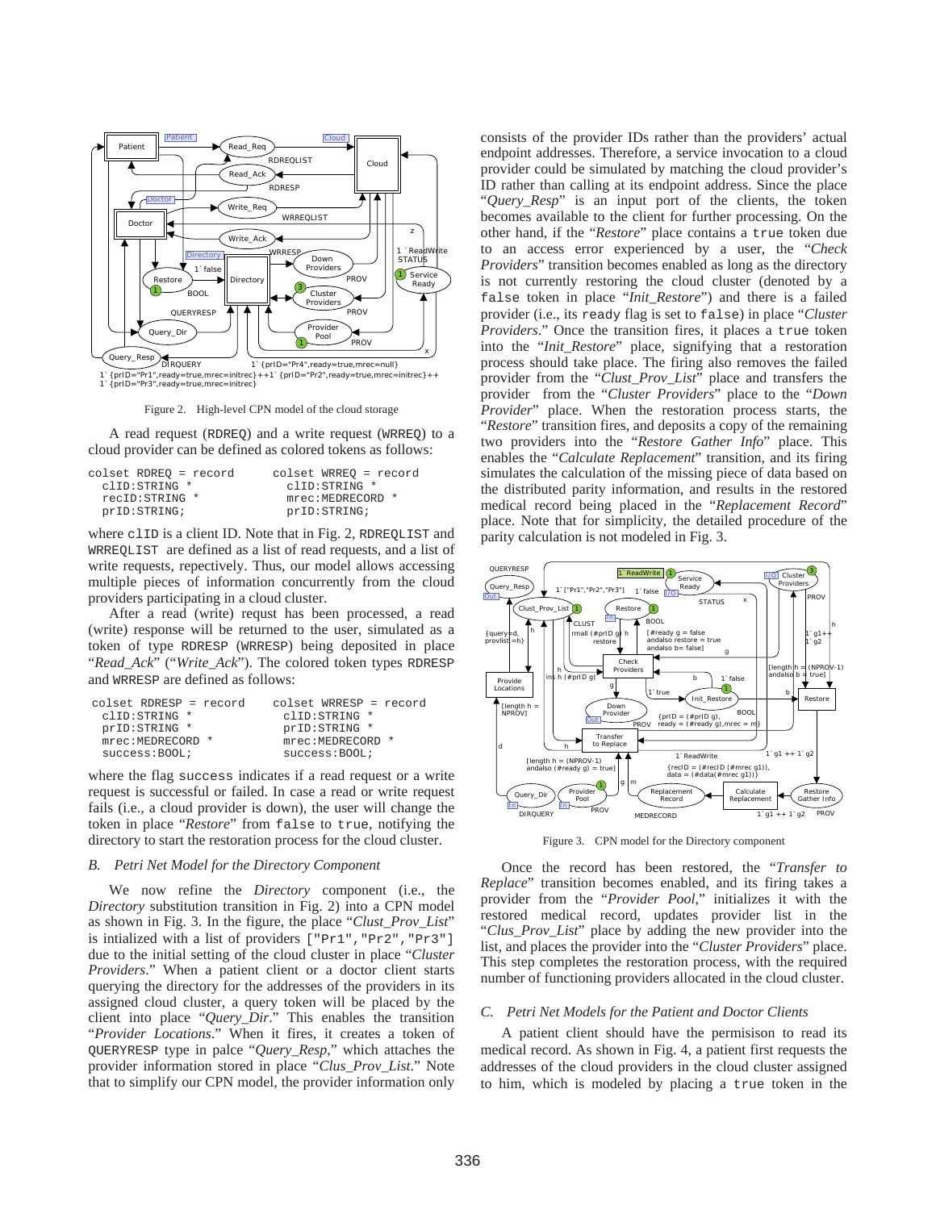Figure 2. High-level CPN model of the cloud storage

A read request (RDREQ) and a write request (WRREQ) to a cloud provider can be defined as colored tokens as follows:

```
colset RDREQ = record        colset WRREQ = record
  clID:STRING *                clID:STRING *
  recID:STRING *               mrec:MEDRECORD *
  prID:STRING;                 prID:STRING;
```

where clID is a client ID. Note that in Fig. 2, RDREQLIST and WRREQLIST are defined as a list of read requests, and a list of write requests, repectively. Thus, our model allows accessing multiple pieces of information concurrently from the cloud providers participating in a cloud cluster.

After a read (write) requst has been processed, a read (write) response will be returned to the user, simulated as a token of type RDRESP (WRRESP) being deposited in place "*Read_Ack*" ("*Write_Ack*"). The colored token types RDRESP and WRRESP are defined as follows:

```
colset RDRESP = record       colset WRRESP = record
  clID:STRING *                clID:STRING *
  prID:STRING *                prID:STRING *
  mrec:MEDRECORD *             mrec:MEDRECORD *
  success:BOOL;                success:BOOL;
```

where the flag success indicates if a read request or a write request is successful or failed. In case a read or write request fails (i.e., a cloud provider is down), the user will change the token in place "*Restore*" from false to true, notifying the directory to start the restoration process for the cloud cluster.

### *B. Petri Net Model for the Directory Component*

We now refine the *Directory* component (i.e., the *Directory* substitution transition in Fig. 2) into a CPN model as shown in Fig. 3. In the figure, the place "*Clust_Prov_List*" is intialized with a list of providers ["Pr1","Pr2","Pr3"] due to the initial setting of the cloud cluster in place "*Cluster Providers*." When a patient client or a doctor client starts querying the directory for the addresses of the providers in its assigned cloud cluster, a query token will be placed by the client into place "*Query_Dir*." This enables the transition "*Provider Locations*." When it fires, it creates a token of QUERYRESP type in palce "*Query_Resp*," which attaches the provider information stored in place "*Clus_Prov_List*." Note that to simplify our CPN model, the provider information only consists of the provider IDs rather than the providers' actual endpoint addresses. Therefore, a service invocation to a cloud provider could be simulated by matching the cloud provider's ID rather than calling at its endpoint address. Since the place "*Query_Resp*" is an input port of the clients, the token becomes available to the client for further processing. On the other hand, if the "*Restore*" place contains a true token due to an access error experienced by a user, the "*Check Providers*" transition becomes enabled as long as the directory is not currently restoring the cloud cluster (denoted by a false token in place "*Init_Restore*") and there is a failed provider (i.e., its ready flag is set to false) in place "*Cluster Providers*." Once the transition fires, it places a true token into the "*Init_Restore*" place, signifying that a restoration process should take place. The firing also removes the failed provider from the "*Clust_Prov_List*" place and transfers the provider from the "*Cluster Providers*" place to the "*Down Provider*" place. When the restoration process starts, the "*Restore*" transition fires, and deposits a copy of the remaining two providers into the "*Restore Gather Info*" place. This enables the "*Calculate Replacement*" transition, and its firing simulates the calculation of the missing piece of data based on the distributed parity information, and results in the restored medical record being placed in the "*Replacement Record*" place. Note that for simplicity, the detailed procedure of the parity calculation is not modeled in Fig. 3.

Figure 3. CPN model for the Directory component

Once the record has been restored, the "*Transfer to Replace*" transition becomes enabled, and its firing takes a provider from the "*Provider Pool*," initializes it with the restored medical record, updates provider list in the "*Clus_Prov_List*" place by adding the new provider into the list, and places the provider into the "*Cluster Providers*" place. This step completes the restoration process, with the required number of functioning providers allocated in the cloud cluster.

### *C. Petri Net Models for the Patient and Doctor Clients*

A patient client should have the permisison to read its medical record. As shown in Fig. 4, a patient first requests the addresses of the cloud providers in the cloud cluster assigned to him, which is modeled by placing a true token in the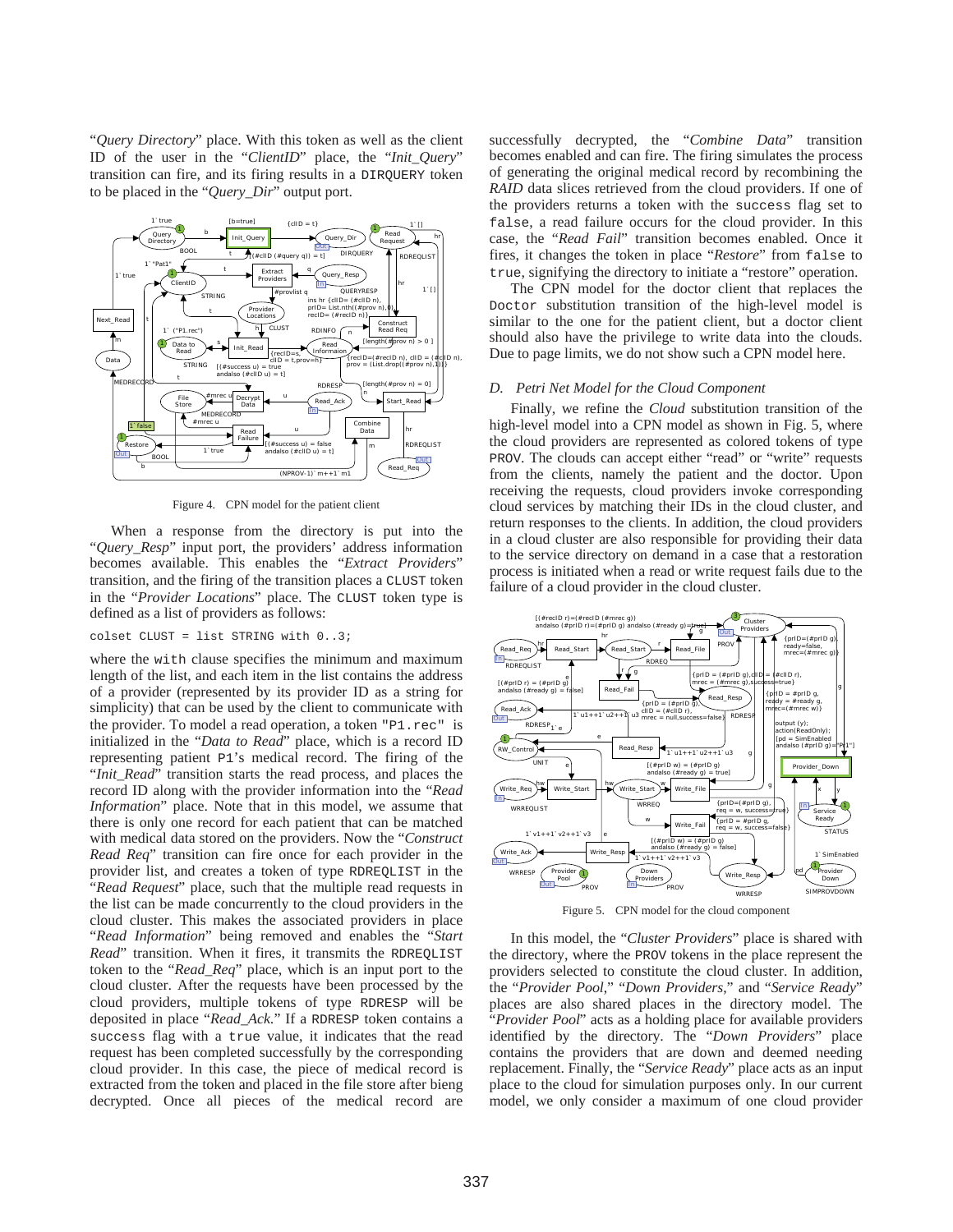"*Query Directory*" place. With this token as well as the client ID of the user in the "*ClientID*" place, the "*Init_Query*" transition can fire, and its firing results in a DIRQUERY token to be placed in the "*Query_Dir*" output port.

Figure 4. CPN model for the patient client

When a response from the directory is put into the "*Query_Resp*" input port, the providers' address information becomes available. This enables the "*Extract Providers*" transition, and the firing of the transition places a CLUST token in the "*Provider Locations*" place. The CLUST token type is defined as a list of providers as follows:

```
colset CLUST = list STRING with 0..3;
```

where the with clause specifies the minimum and maximum length of the list, and each item in the list contains the address of a provider (represented by its provider ID as a string for simplicity) that can be used by the client to communicate with the provider. To model a read operation, a token "P1.rec" is initialized in the "*Data to Read*" place, which is a record ID representing patient P1's medical record. The firing of the "*Init_Read*" transition starts the read process, and places the record ID along with the provider information into the "*Read Information*" place. Note that in this model, we assume that there is only one record for each patient that can be matched with medical data stored on the providers. Now the "*Construct Read Req*" transition can fire once for each provider in the provider list, and creates a token of type RDREQLIST in the "*Read Request*" place, such that the multiple read requests in the list can be made concurrently to the cloud providers in the cloud cluster. This makes the associated providers in place "*Read Information*" being removed and enables the "*Start Read*" transition. When it fires, it transmits the RDREQLIST token to the "*Read_Req*" place, which is an input port to the cloud cluster. After the requests have been processed by the cloud providers, multiple tokens of type RDRESP will be deposited in place "*Read_Ack*." If a RDRESP token contains a success flag with a true value, it indicates that the read request has been completed successfully by the corresponding cloud provider. In this case, the piece of medical record is extracted from the token and placed in the file store after bieng decrypted. Once all pieces of the medical record are successfully decrypted, the "*Combine Data*" transition becomes enabled and can fire. The firing simulates the process of generating the original medical record by recombining the *RAID* data slices retrieved from the cloud providers. If one of the providers returns a token with the success flag set to false, a read failure occurs for the cloud provider. In this case, the "*Read Fail*" transition becomes enabled. Once it fires, it changes the token in place "*Restore*" from false to true, signifying the directory to initiate a "restore" operation.

The CPN model for the doctor client that replaces the Doctor substitution transition of the high-level model is similar to the one for the patient client, but a doctor client should also have the privilege to write data into the clouds. Due to page limits, we do not show such a CPN model here.

### D. Petri Net Model for the Cloud Component

Finally, we refine the *Cloud* substitution transition of the high-level model into a CPN model as shown in Fig. 5, where the cloud providers are represented as colored tokens of type PROV. The clouds can accept either "read" or "write" requests from the clients, namely the patient and the doctor. Upon receiving the requests, cloud providers invoke corresponding cloud services by matching their IDs in the cloud cluster, and return responses to the clients. In addition, the cloud providers in a cloud cluster are also responsible for providing their data to the service directory on demand in a case that a restoration process is initiated when a read or write request fails due to the failure of a cloud provider in the cloud cluster.

Figure 5. CPN model for the cloud component

In this model, the "*Cluster Providers*" place is shared with the directory, where the PROV tokens in the place represent the providers selected to constitute the cloud cluster. In addition, the "*Provider Pool*," "*Down Providers*," and "*Service Ready*" places are also shared places in the directory model. The "*Provider Pool*" acts as a holding place for available providers identified by the directory. The "*Down Providers*" place contains the providers that are down and deemed needing replacement. Finally, the "*Service Ready*" place acts as an input place to the cloud for simulation purposes only. In our current model, we only consider a maximum of one cloud provider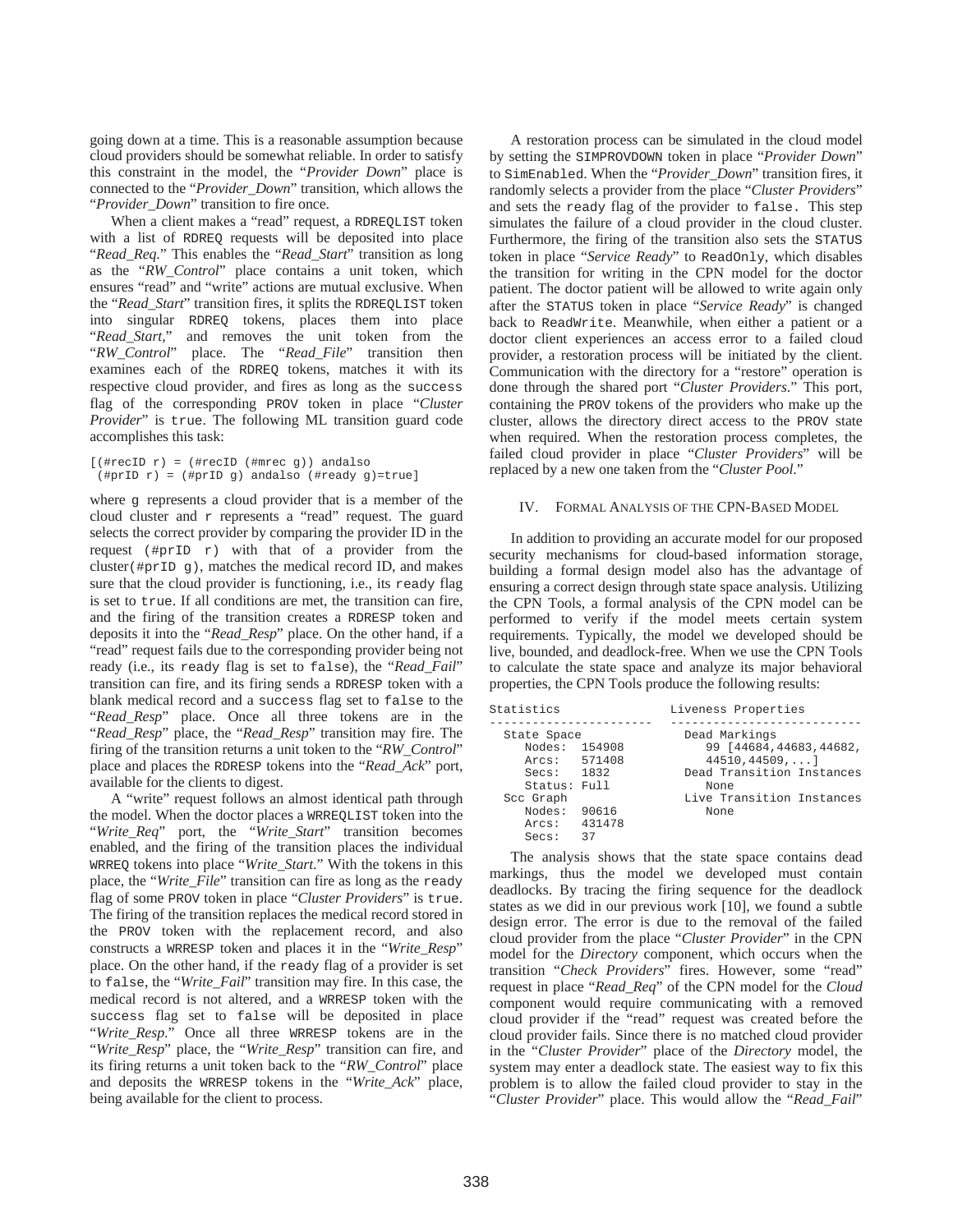going down at a time. This is a reasonable assumption because cloud providers should be somewhat reliable. In order to satisfy this constraint in the model, the "*Provider Down*" place is connected to the "*Provider_Down*" transition, which allows the "*Provider_Down*" transition to fire once.

When a client makes a "read" request, a RDREQLIST token with a list of RDREQ requests will be deposited into place "*Read_Req*." This enables the "*Read_Start*" transition as long as the "*RW_Control*" place contains a unit token, which ensures "read" and "write" actions are mutual exclusive. When the "*Read_Start*" transition fires, it splits the RDREQLIST token into singular RDREQ tokens, places them into place "*Read_Start*," and removes the unit token from the "*RW_Control*" place. The "*Read_File*" transition then examines each of the RDREQ tokens, matches it with its respective cloud provider, and fires as long as the success flag of the corresponding PROV token in place "*Cluster Provider*" is true. The following ML transition guard code accomplishes this task:

```
[(#recID r) = (#recID (#mrec g)) andalso
 (#prID r) = (#prID g) andalso (#ready g)=true]
```

where g represents a cloud provider that is a member of the cloud cluster and r represents a "read" request. The guard selects the correct provider by comparing the provider ID in the request (#prID r) with that of a provider from the cluster(#prID g), matches the medical record ID, and makes sure that the cloud provider is functioning, i.e., its ready flag is set to true. If all conditions are met, the transition can fire, and the firing of the transition creates a RDRESP token and deposits it into the "*Read_Resp*" place. On the other hand, if a "read" request fails due to the corresponding provider being not ready (i.e., its ready flag is set to false), the "*Read_Fail*" transition can fire, and its firing sends a RDRESP token with a blank medical record and a success flag set to false to the "*Read_Resp*" place. Once all three tokens are in the "*Read_Resp*" place, the "*Read_Resp*" transition may fire. The firing of the transition returns a unit token to the "*RW_Control*" place and places the RDRESP tokens into the "*Read_Ack*" port, available for the clients to digest.

A "write" request follows an almost identical path through the model. When the doctor places a WRREQLIST token into the "*Write_Req*" port, the "*Write_Start*" transition becomes enabled, and the firing of the transition places the individual WRREQ tokens into place "*Write_Start*." With the tokens in this place, the "*Write_File*" transition can fire as long as the ready flag of some PROV token in place "*Cluster Providers*" is true. The firing of the transition replaces the medical record stored in the PROV token with the replacement record, and also constructs a WRRESP token and places it in the "*Write_Resp*" place. On the other hand, if the ready flag of a provider is set to false, the "*Write_Fail*" transition may fire. In this case, the medical record is not altered, and a WRRESP token with the success flag set to false will be deposited in place "*Write_Resp*." Once all three WRRESP tokens are in the "*Write_Resp*" place, the "*Write_Resp*" transition can fire, and its firing returns a unit token back to the "*RW_Control*" place and deposits the WRRESP tokens in the "*Write_Ack*" place, being available for the client to process.

A restoration process can be simulated in the cloud model by setting the SIMPROVDOWN token in place "*Provider Down*" to SimEnabled. When the "*Provider_Down*" transition fires, it randomly selects a provider from the place "*Cluster Providers*" and sets the ready flag of the provider to false. This step simulates the failure of a cloud provider in the cloud cluster. Furthermore, the firing of the transition also sets the STATUS token in place "*Service Ready*" to ReadOnly, which disables the transition for writing in the CPN model for the doctor patient. The doctor patient will be allowed to write again only after the STATUS token in place "*Service Ready*" is changed back to ReadWrite. Meanwhile, when either a patient or a doctor client experiences an access error to a failed cloud provider, a restoration process will be initiated by the client. Communication with the directory for a "restore" operation is done through the shared port "*Cluster Providers*." This port, containing the PROV tokens of the providers who make up the cluster, allows the directory direct access to the PROV state when required. When the restoration process completes, the failed cloud provider in place "*Cluster Providers*" will be replaced by a new one taken from the "*Cluster Pool*."

## IV. Formal Analysis of the CPN-Based Model

In addition to providing an accurate model for our proposed security mechanisms for cloud-based information storage, building a formal design model also has the advantage of ensuring a correct design through state space analysis. Utilizing the CPN Tools, a formal analysis of the CPN model can be performed to verify if the model meets certain system requirements. Typically, the model we developed should be live, bounded, and deadlock-free. When we use the CPN Tools to calculate the state space and analyze its major behavioral properties, the CPN Tools produce the following results:

```
Statistics                     Liveness Properties
------------------------       --------------------------
 State Space                    Dead Markings
   Nodes:  154908                 99 [44684,44683,44682,
   Arcs:   571408                 44510,44509,...]
   Secs:   1832                 Dead Transition Instances
   Status: Full                   None
 Scc Graph                      Live Transition Instances
   Nodes:  90616                  None
   Arcs:   431478
   Secs:   37
```

The analysis shows that the state space contains dead markings, thus the model we developed must contain deadlocks. By tracing the firing sequence for the deadlock states as we did in our previous work [10], we found a subtle design error. The error is due to the removal of the failed cloud provider from the place "*Cluster Provider*" in the CPN model for the *Directory* component, which occurs when the transition "*Check Providers*" fires. However, some "read" request in place "*Read_Req*" of the CPN model for the *Cloud* component would require communicating with a removed cloud provider if the "read" request was created before the cloud provider fails. Since there is no matched cloud provider in the "*Cluster Provider*" place of the *Directory* model, the system may enter a deadlock state. The easiest way to fix this problem is to allow the failed cloud provider to stay in the "*Cluster Provider*" place. This would allow the "*Read_Fail*"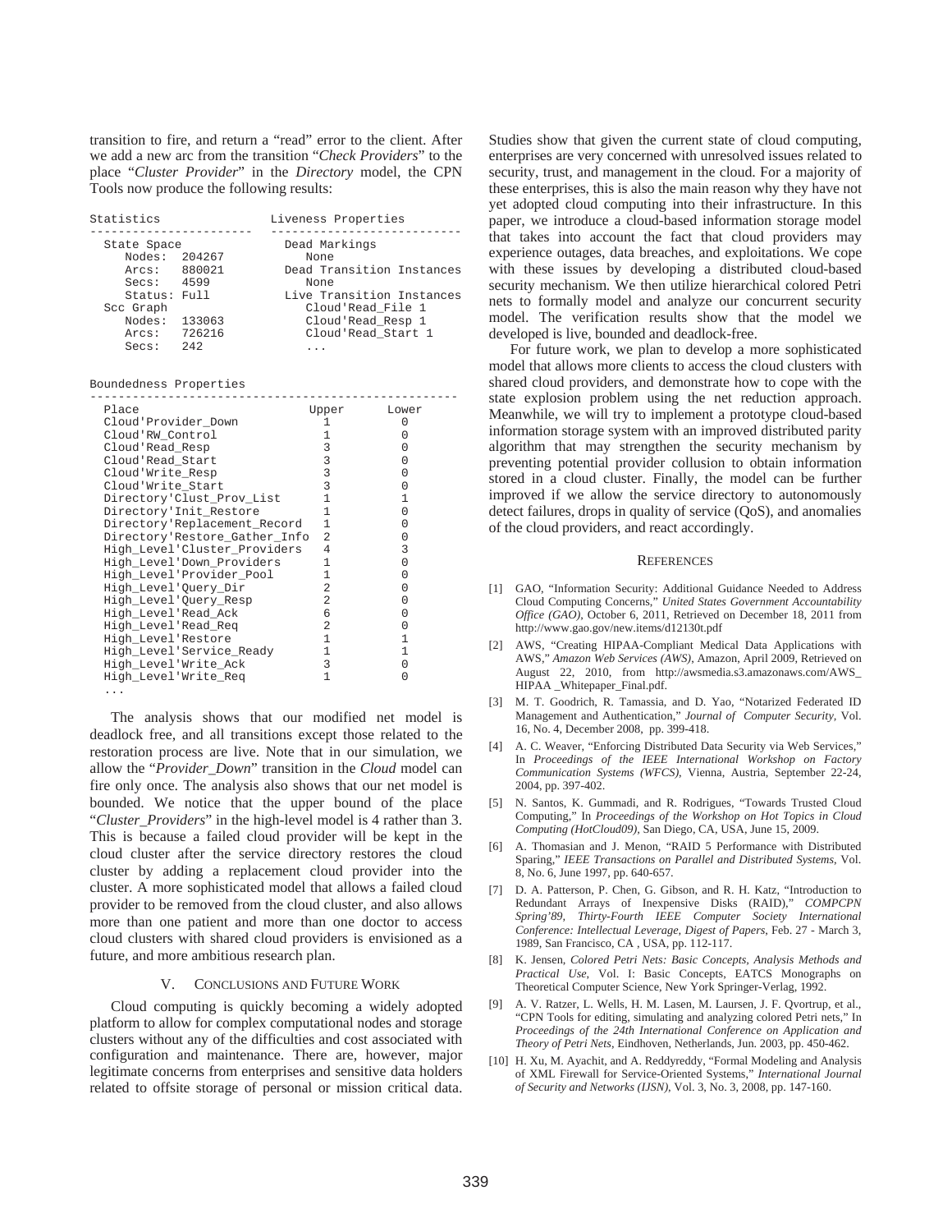transition to fire, and return a "read" error to the client. After we add a new arc from the transition "*Check Providers*" to the place "*Cluster Provider*" in the *Directory* model, the CPN Tools now produce the following results:

```
Statistics                     Liveness Properties
------------------------       ---------------------------
  State Space                    Dead Markings
     Nodes:  204267                 None
     Arcs:   880021              Dead Transition Instances
     Secs:   4599                   None
     Status: Full                Live Transition Instances
  Scc Graph                         Cloud'Read_File 1
     Nodes:  133063                 Cloud'Read_Resp 1
     Arcs:   726216                 Cloud'Read_Start 1
     Secs:   242                    ...
```

```
Boundedness Properties
---------------------------------------------------
  Place                          Upper     Lower
  Cloud'Provider_Down              1         0
  Cloud'RW_Control                 1         0
  Cloud'Read_Resp                  3         0
  Cloud'Read_Start                 3         0
  Cloud'Write_Resp                 3         0
  Cloud'Write_Start                3         0
  Directory'Clust_Prov_List        1         1
  Directory'Init_Restore           1         0
  Directory'Replacement_Record     1         0
  Directory'Restore_Gather_Info    2         0
  High_Level'Cluster_Providers     4         3
  High_Level'Down_Providers        1         0
  High_Level'Provider_Pool         1         0
  High_Level'Query_Dir             2         0
  High_Level'Query_Resp            2         0
  High_Level'Read_Ack              6         0
  High_Level'Read_Req              2         0
  High_Level'Restore               1         1
  High_Level'Service_Ready         1         1
  High_Level'Write_Ack             3         0
  High_Level'Write_Req             1         0
  ...
```

The analysis shows that our modified net model is deadlock free, and all transitions except those related to the restoration process are live. Note that in our simulation, we allow the "*Provider_Down*" transition in the *Cloud* model can fire only once. The analysis also shows that our net model is bounded. We notice that the upper bound of the place "*Cluster_Providers*" in the high-level model is 4 rather than 3. This is because a failed cloud provider will be kept in the cloud cluster after the service directory restores the cloud cluster by adding a replacement cloud provider into the cluster. A more sophisticated model that allows a failed cloud provider to be removed from the cloud cluster, and also allows more than one patient and more than one doctor to access cloud clusters with shared cloud providers is envisioned as a future, and more ambitious research plan.

## V. Conclusions and Future Work

Cloud computing is quickly becoming a widely adopted platform to allow for complex computational nodes and storage clusters without any of the difficulties and cost associated with configuration and maintenance. There are, however, major legitimate concerns from enterprises and sensitive data holders related to offsite storage of personal or mission critical data. Studies show that given the current state of cloud computing, enterprises are very concerned with unresolved issues related to security, trust, and management in the cloud. For a majority of these enterprises, this is also the main reason why they have not yet adopted cloud computing into their infrastructure. In this paper, we introduce a cloud-based information storage model that takes into account the fact that cloud providers may experience outages, data breaches, and exploitations. We cope with these issues by developing a distributed cloud-based security mechanism. We then utilize hierarchical colored Petri nets to formally model and analyze our concurrent security model. The verification results show that the model we developed is live, bounded and deadlock-free.

For future work, we plan to develop a more sophisticated model that allows more clients to access the cloud clusters with shared cloud providers, and demonstrate how to cope with the state explosion problem using the net reduction approach. Meanwhile, we will try to implement a prototype cloud-based information storage system with an improved distributed parity algorithm that may strengthen the security mechanism by preventing potential provider collusion to obtain information stored in a cloud cluster. Finally, the model can be further improved if we allow the service directory to autonomously detect failures, drops in quality of service (QoS), and anomalies of the cloud providers, and react accordingly.

## References

[1] GAO, "Information Security: Additional Guidance Needed to Address Cloud Computing Concerns," *United States Government Accountability Office (GAO)*, October 6, 2011, Retrieved on December 18, 2011 from http://www.gao.gov/new.items/d12130t.pdf

[2] AWS, "Creating HIPAA-Compliant Medical Data Applications with AWS," *Amazon Web Services (AWS)*, Amazon, April 2009, Retrieved on August 22, 2010, from http://awsmedia.s3.amazonaws.com/AWS_HIPAA _Whitepaper_Final.pdf.

[3] M. T. Goodrich, R. Tamassia, and D. Yao, "Notarized Federated ID Management and Authentication," *Journal of Computer Security*, Vol. 16, No. 4, December 2008, pp. 399-418.

[4] A. C. Weaver, "Enforcing Distributed Data Security via Web Services," In *Proceedings of the IEEE International Workshop on Factory Communication Systems (WFCS)*, Vienna, Austria, September 22-24, 2004, pp. 397-402.

[5] N. Santos, K. Gummadi, and R. Rodrigues, "Towards Trusted Cloud Computing," In *Proceedings of the Workshop on Hot Topics in Cloud Computing (HotCloud09)*, San Diego, CA, USA, June 15, 2009.

[6] A. Thomasian and J. Menon, "RAID 5 Performance with Distributed Sparing," *IEEE Transactions on Parallel and Distributed Systems*, Vol. 8, No. 6, June 1997, pp. 640-657.

[7] D. A. Patterson, P. Chen, G. Gibson, and R. H. Katz, "Introduction to Redundant Arrays of Inexpensive Disks (RAID)," *COMPCPN Spring'89, Thirty-Fourth IEEE Computer Society International Conference: Intellectual Leverage, Digest of Papers*, Feb. 27 - March 3, 1989, San Francisco, CA , USA, pp. 112-117.

[8] K. Jensen, *Colored Petri Nets: Basic Concepts, Analysis Methods and Practical Use*, Vol. I: Basic Concepts, EATCS Monographs on Theoretical Computer Science, New York Springer-Verlag, 1992.

[9] A. V. Ratzer, L. Wells, H. M. Lasen, M. Laursen, J. F. Qvortrup, et al., "CPN Tools for editing, simulating and analyzing colored Petri nets," In *Proceedings of the 24th International Conference on Application and Theory of Petri Nets*, Eindhoven, Netherlands, Jun. 2003, pp. 450-462.

[10] H. Xu, M. Ayachit, and A. Reddyreddy, "Formal Modeling and Analysis of XML Firewall for Service-Oriented Systems," *International Journal of Security and Networks (IJSN)*, Vol. 3, No. 3, 2008, pp. 147-160.